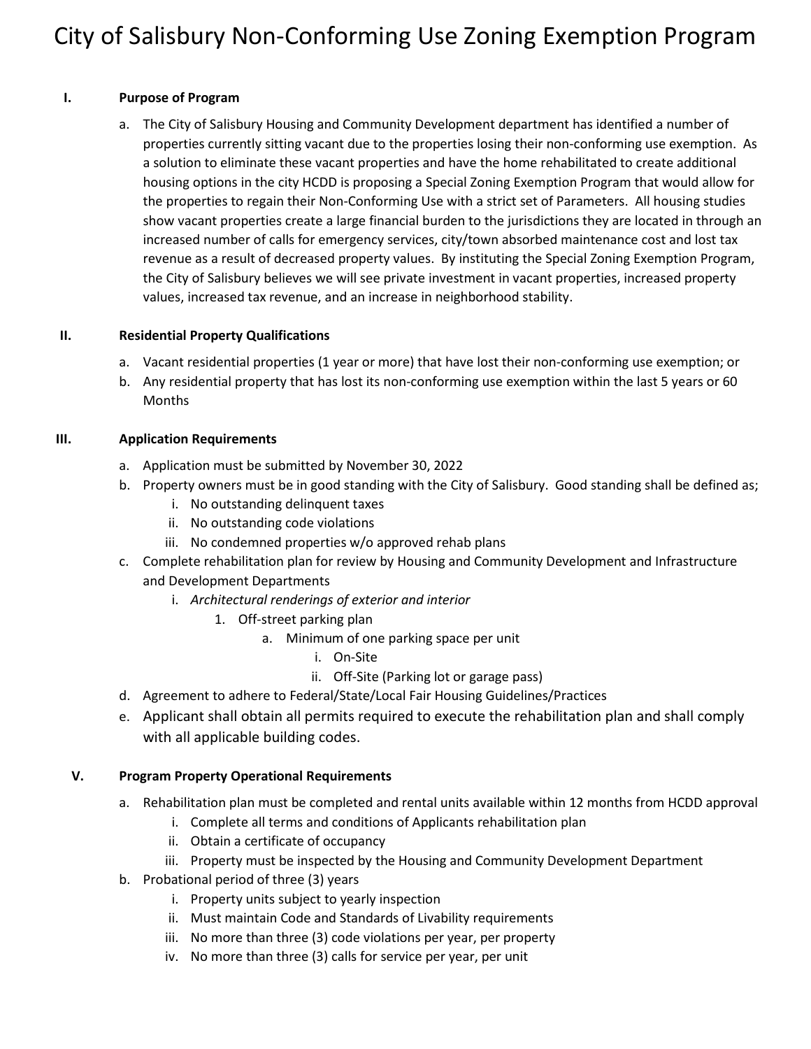# City of Salisbury Non-Conforming Use Zoning Exemption Program

## I. Purpose of Program

a. The City of Salisbury Housing and Community Development department has identified a number of properties currently sitting vacant due to the properties losing their non-conforming use exemption. As a solution to eliminate these vacant properties and have the home rehabilitated to create additional housing options in the city HCDD is proposing a Special Zoning Exemption Program that would allow for the properties to regain their Non-Conforming Use with a strict set of Parameters. All housing studies show vacant properties create a large financial burden to the jurisdictions they are located in through an increased number of calls for emergency services, city/town absorbed maintenance cost and lost tax revenue as a result of decreased property values. By instituting the Special Zoning Exemption Program, the City of Salisbury believes we will see private investment in vacant properties, increased property values, increased tax revenue, and an increase in neighborhood stability.

## II. Residential Property Qualifications

a. Vacant residential properties (1 year or more) that have lost their non-conforming use exemption; or
b. Any residential property that has lost its non-conforming use exemption within the last 5 years or 60 Months

## III. Application Requirements

a. Application must be submitted by November 30, 2022
b. Property owners must be in good standing with the City of Salisbury. Good standing shall be defined as;
   i. No outstanding delinquent taxes
   ii. No outstanding code violations
   iii. No condemned properties w/o approved rehab plans
c. Complete rehabilitation plan for review by Housing and Community Development and Infrastructure and Development Departments
   i. *Architectural renderings of exterior and interior*
      1. Off-street parking plan
         a. Minimum of one parking space per unit
            i. On-Site
            ii. Off-Site (Parking lot or garage pass)
d. Agreement to adhere to Federal/State/Local Fair Housing Guidelines/Practices
e. Applicant shall obtain all permits required to execute the rehabilitation plan and shall comply with all applicable building codes.

## V. Program Property Operational Requirements

a. Rehabilitation plan must be completed and rental units available within 12 months from HCDD approval
   i. Complete all terms and conditions of Applicants rehabilitation plan
   ii. Obtain a certificate of occupancy
   iii. Property must be inspected by the Housing and Community Development Department
b. Probational period of three (3) years
   i. Property units subject to yearly inspection
   ii. Must maintain Code and Standards of Livability requirements
   iii. No more than three (3) code violations per year, per property
   iv. No more than three (3) calls for service per year, per unit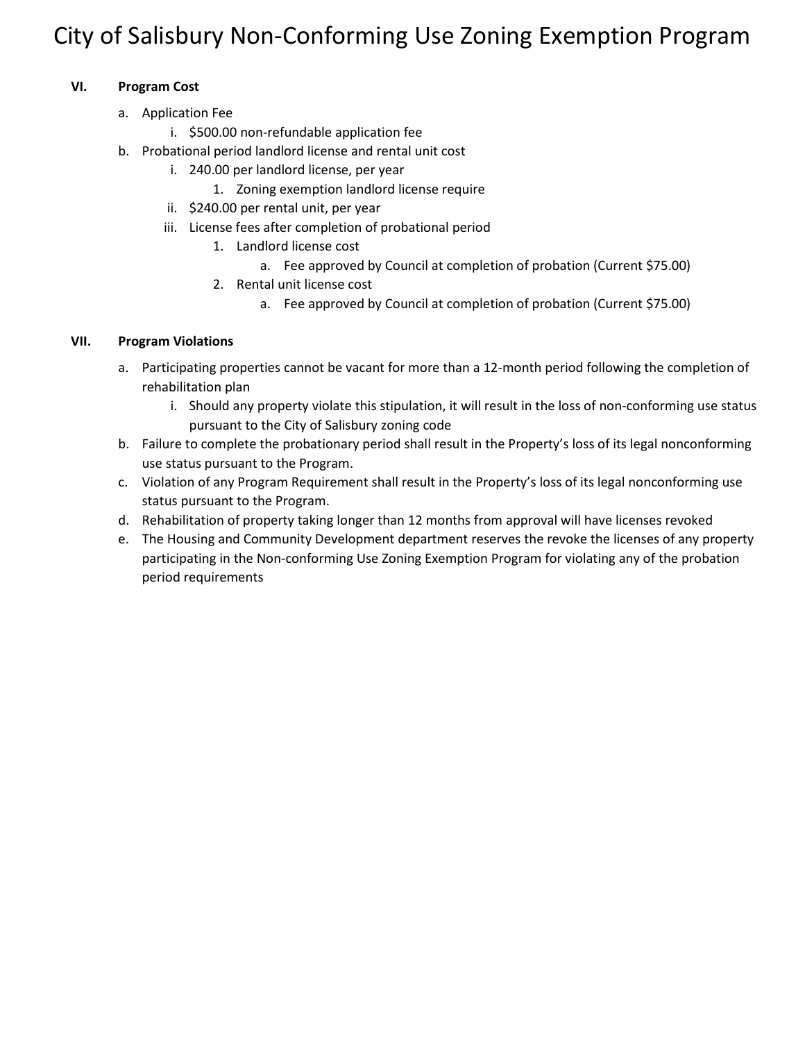# City of Salisbury Non-Conforming Use Zoning Exemption Program

## VI. Program Cost

a. Application Fee
    i. $500.00 non-refundable application fee
b. Probational period landlord license and rental unit cost
    i. 240.00 per landlord license, per year
        1. Zoning exemption landlord license require
    ii. $240.00 per rental unit, per year
    iii. License fees after completion of probational period
        1. Landlord license cost
            a. Fee approved by Council at completion of probation (Current $75.00)
        2. Rental unit license cost
            a. Fee approved by Council at completion of probation (Current $75.00)

## VII. Program Violations

a. Participating properties cannot be vacant for more than a 12-month period following the completion of rehabilitation plan
    i. Should any property violate this stipulation, it will result in the loss of non-conforming use status pursuant to the City of Salisbury zoning code
b. Failure to complete the probationary period shall result in the Property's loss of its legal nonconforming use status pursuant to the Program.
c. Violation of any Program Requirement shall result in the Property's loss of its legal nonconforming use status pursuant to the Program.
d. Rehabilitation of property taking longer than 12 months from approval will have licenses revoked
e. The Housing and Community Development department reserves the revoke the licenses of any property participating in the Non-conforming Use Zoning Exemption Program for violating any of the probation period requirements